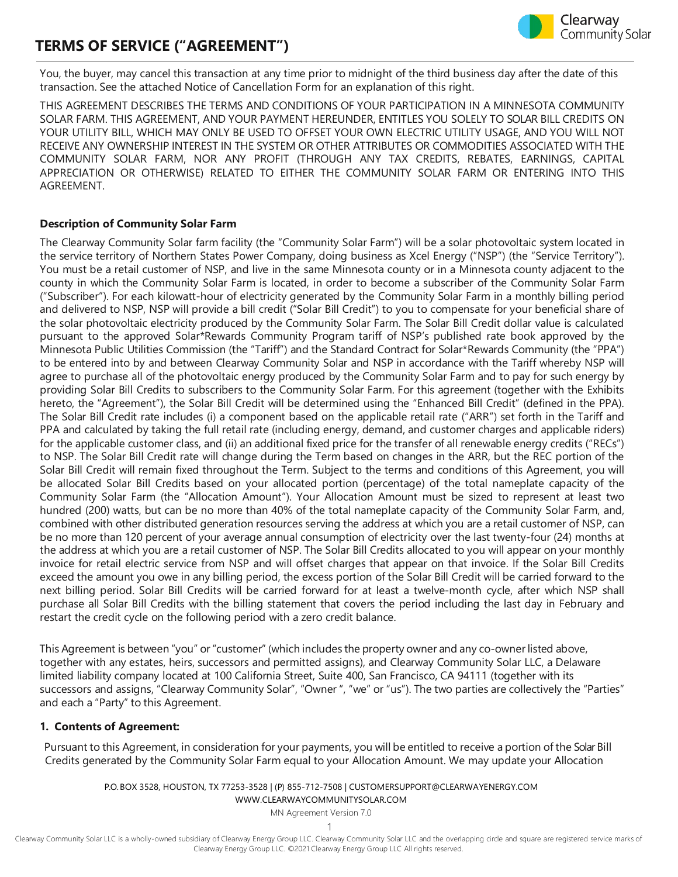# TERMS OF SERVICE ("AGREEMENT")

You, the buyer, may cancel this transaction at any time prior to midnight of the third business day after the date of this transaction. See the attached Notice of Cancellation Form for an explanation of this right.

THIS AGREEMENT DESCRIBES THE TERMS AND CONDITIONS OF YOUR PARTICIPATION IN A MINNESOTA COMMUNITY SOLAR FARM. THIS AGREEMENT, AND YOUR PAYMENT HEREUNDER, ENTITLES YOU SOLELY TO SOLAR BILL CREDITS ON YOUR UTILITY BILL, WHICH MAY ONLY BE USED TO OFFSET YOUR OWN ELECTRIC UTILITY USAGE, AND YOU WILL NOT RECEIVE ANY OWNERSHIP INTEREST IN THE SYSTEM OR OTHER ATTRIBUTES OR COMMODITIES ASSOCIATED WITH THE COMMUNITY SOLAR FARM, NOR ANY PROFIT (THROUGH ANY TAX CREDITS, REBATES, EARNINGS, CAPITAL APPRECIATION OR OTHERWISE) RELATED TO EITHER THE COMMUNITY SOLAR FARM OR ENTERING INTO THIS AGREEMENT.

**Description of Community Solar Farm**

The Clearway Community Solar farm facility (the "Community Solar Farm") will be a solar photovoltaic system located in the service territory of Northern States Power Company, doing business as Xcel Energy ("NSP") (the "Service Territory"). You must be a retail customer of NSP, and live in the same Minnesota county or in a Minnesota county adjacent to the county in which the Community Solar Farm is located, in order to become a subscriber of the Community Solar Farm ("Subscriber"). For each kilowatt-hour of electricity generated by the Community Solar Farm in a monthly billing period and delivered to NSP, NSP will provide a bill credit ("Solar Bill Credit") to you to compensate for your beneficial share of the solar photovoltaic electricity produced by the Community Solar Farm. The Solar Bill Credit dollar value is calculated pursuant to the approved Solar*Rewards Community Program tariff of NSP's published rate book approved by the Minnesota Public Utilities Commission (the "Tariff") and the Standard Contract for Solar*Rewards Community (the "PPA") to be entered into by and between Clearway Community Solar and NSP in accordance with the Tariff whereby NSP will agree to purchase all of the photovoltaic energy produced by the Community Solar Farm and to pay for such energy by providing Solar Bill Credits to subscribers to the Community Solar Farm. For this agreement (together with the Exhibits hereto, the "Agreement"), the Solar Bill Credit will be determined using the "Enhanced Bill Credit" (defined in the PPA). The Solar Bill Credit rate includes (i) a component based on the applicable retail rate ("ARR") set forth in the Tariff and PPA and calculated by taking the full retail rate (including energy, demand, and customer charges and applicable riders) for the applicable customer class, and (ii) an additional fixed price for the transfer of all renewable energy credits ("RECs") to NSP. The Solar Bill Credit rate will change during the Term based on changes in the ARR, but the REC portion of the Solar Bill Credit will remain fixed throughout the Term. Subject to the terms and conditions of this Agreement, you will be allocated Solar Bill Credits based on your allocated portion (percentage) of the total nameplate capacity of the Community Solar Farm (the "Allocation Amount"). Your Allocation Amount must be sized to represent at least two hundred (200) watts, but can be no more than 40% of the total nameplate capacity of the Community Solar Farm, and, combined with other distributed generation resources serving the address at which you are a retail customer of NSP, can be no more than 120 percent of your average annual consumption of electricity over the last twenty-four (24) months at the address at which you are a retail customer of NSP. The Solar Bill Credits allocated to you will appear on your monthly invoice for retail electric service from NSP and will offset charges that appear on that invoice. If the Solar Bill Credits exceed the amount you owe in any billing period, the excess portion of the Solar Bill Credit will be carried forward to the next billing period. Solar Bill Credits will be carried forward for at least a twelve-month cycle, after which NSP shall purchase all Solar Bill Credits with the billing statement that covers the period including the last day in February and restart the credit cycle on the following period with a zero credit balance.

This Agreement is between "you" or "customer" (which includes the property owner and any co-owner listed above, together with any estates, heirs, successors and permitted assigns), and Clearway Community Solar LLC, a Delaware limited liability company located at 100 California Street, Suite 400, San Francisco, CA 94111 (together with its successors and assigns, "Clearway Community Solar", "Owner ", "we" or "us"). The two parties are collectively the "Parties" and each a "Party" to this Agreement.

**1. Contents of Agreement:**

Pursuant to this Agreement, in consideration for your payments, you will be entitled to receive a portion of the Solar Bill Credits generated by the Community Solar Farm equal to your Allocation Amount. We may update your Allocation

P.O. BOX 3528, HOUSTON, TX 77253-3528 | (P) 855-712-7508 | CUSTOMERSUPPORT@CLEARWAYENERGY.COM
WWW.CLEARWAYCOMMUNITYSOLAR.COM

MN Agreement Version 7.0

Clearway Community Solar LLC is a wholly-owned subsidiary of Clearway Energy Group LLC. Clearway Community Solar LLC and the overlapping circle and square are registered service marks of Clearway Energy Group LLC. ©2021 Clearway Energy Group LLC All rights reserved.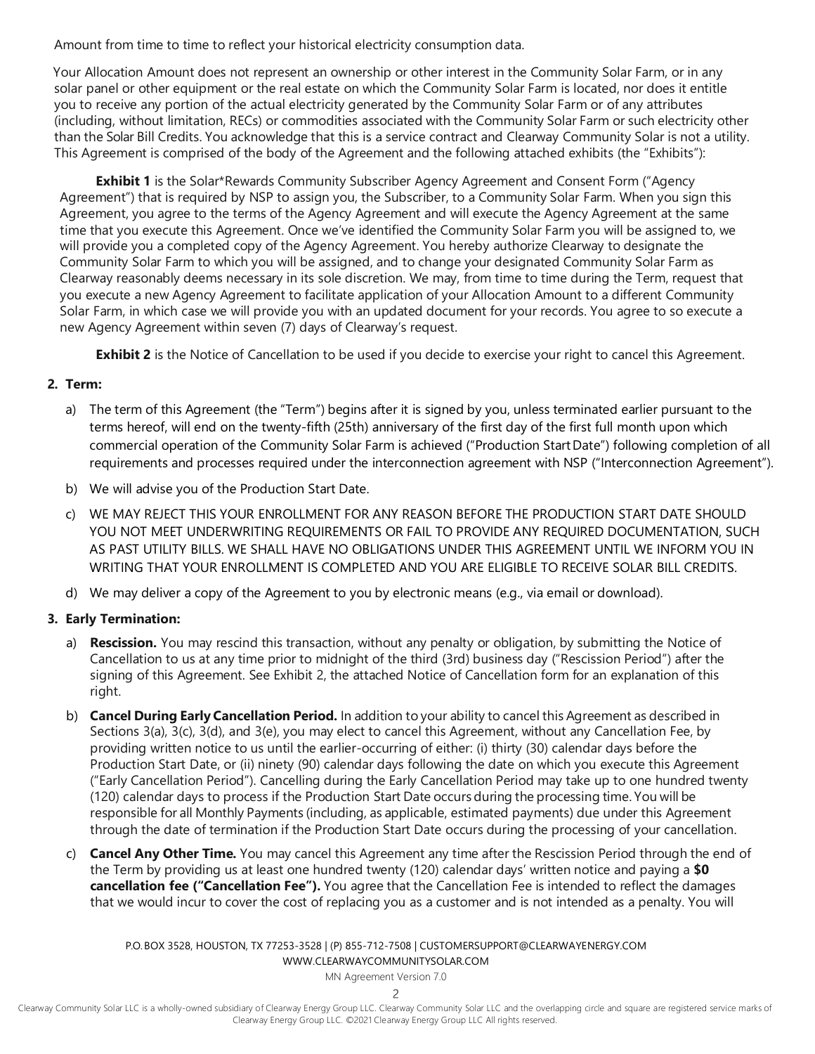Amount from time to time to reflect your historical electricity consumption data.

Your Allocation Amount does not represent an ownership or other interest in the Community Solar Farm, or in any solar panel or other equipment or the real estate on which the Community Solar Farm is located, nor does it entitle you to receive any portion of the actual electricity generated by the Community Solar Farm or of any attributes (including, without limitation, RECs) or commodities associated with the Community Solar Farm or such electricity other than the Solar Bill Credits. You acknowledge that this is a service contract and Clearway Community Solar is not a utility. This Agreement is comprised of the body of the Agreement and the following attached exhibits (the "Exhibits"):

**Exhibit 1** is the Solar*Rewards Community Subscriber Agency Agreement and Consent Form ("Agency Agreement") that is required by NSP to assign you, the Subscriber, to a Community Solar Farm. When you sign this Agreement, you agree to the terms of the Agency Agreement and will execute the Agency Agreement at the same time that you execute this Agreement. Once we've identified the Community Solar Farm you will be assigned to, we will provide you a completed copy of the Agency Agreement. You hereby authorize Clearway to designate the Community Solar Farm to which you will be assigned, and to change your designated Community Solar Farm as Clearway reasonably deems necessary in its sole discretion. We may, from time to time during the Term, request that you execute a new Agency Agreement to facilitate application of your Allocation Amount to a different Community Solar Farm, in which case we will provide you with an updated document for your records. You agree to so execute a new Agency Agreement within seven (7) days of Clearway's request.

**Exhibit 2** is the Notice of Cancellation to be used if you decide to exercise your right to cancel this Agreement.

**2. Term:**

a) The term of this Agreement (the "Term") begins after it is signed by you, unless terminated earlier pursuant to the terms hereof, will end on the twenty-fifth (25th) anniversary of the first day of the first full month upon which commercial operation of the Community Solar Farm is achieved ("Production Start Date") following completion of all requirements and processes required under the interconnection agreement with NSP ("Interconnection Agreement").

b) We will advise you of the Production Start Date.

c) WE MAY REJECT THIS YOUR ENROLLMENT FOR ANY REASON BEFORE THE PRODUCTION START DATE SHOULD YOU NOT MEET UNDERWRITING REQUIREMENTS OR FAIL TO PROVIDE ANY REQUIRED DOCUMENTATION, SUCH AS PAST UTILITY BILLS. WE SHALL HAVE NO OBLIGATIONS UNDER THIS AGREEMENT UNTIL WE INFORM YOU IN WRITING THAT YOUR ENROLLMENT IS COMPLETED AND YOU ARE ELIGIBLE TO RECEIVE SOLAR BILL CREDITS.

d) We may deliver a copy of the Agreement to you by electronic means (e.g., via email or download).

**3. Early Termination:**

a) **Rescission.** You may rescind this transaction, without any penalty or obligation, by submitting the Notice of Cancellation to us at any time prior to midnight of the third (3rd) business day ("Rescission Period") after the signing of this Agreement. See Exhibit 2, the attached Notice of Cancellation form for an explanation of this right.

b) **Cancel During Early Cancellation Period.** In addition to your ability to cancel this Agreement as described in Sections 3(a), 3(c), 3(d), and 3(e), you may elect to cancel this Agreement, without any Cancellation Fee, by providing written notice to us until the earlier-occurring of either: (i) thirty (30) calendar days before the Production Start Date, or (ii) ninety (90) calendar days following the date on which you execute this Agreement ("Early Cancellation Period"). Cancelling during the Early Cancellation Period may take up to one hundred twenty (120) calendar days to process if the Production Start Date occurs during the processing time. You will be responsible for all Monthly Payments (including, as applicable, estimated payments) due under this Agreement through the date of termination if the Production Start Date occurs during the processing of your cancellation.

c) **Cancel Any Other Time.** You may cancel this Agreement any time after the Rescission Period through the end of the Term by providing us at least one hundred twenty (120) calendar days' written notice and paying a **$0 cancellation fee ("Cancellation Fee").** You agree that the Cancellation Fee is intended to reflect the damages that we would incur to cover the cost of replacing you as a customer and is not intended as a penalty. You will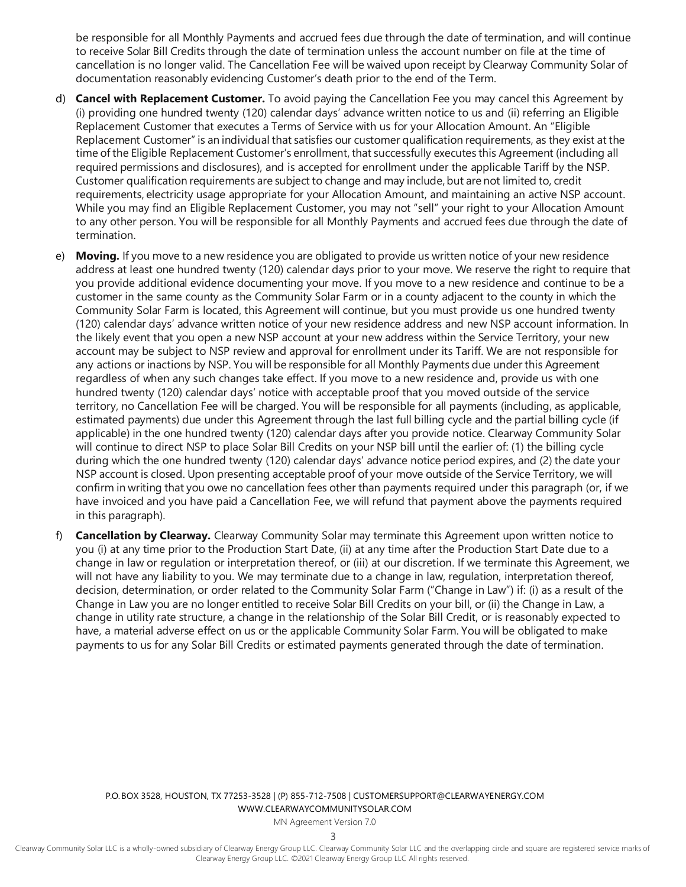be responsible for all Monthly Payments and accrued fees due through the date of termination, and will continue to receive Solar Bill Credits through the date of termination unless the account number on file at the time of cancellation is no longer valid. The Cancellation Fee will be waived upon receipt by Clearway Community Solar of documentation reasonably evidencing Customer's death prior to the end of the Term.

d) **Cancel with Replacement Customer.** To avoid paying the Cancellation Fee you may cancel this Agreement by (i) providing one hundred twenty (120) calendar days' advance written notice to us and (ii) referring an Eligible Replacement Customer that executes a Terms of Service with us for your Allocation Amount. An "Eligible Replacement Customer" is an individual that satisfies our customer qualification requirements, as they exist at the time of the Eligible Replacement Customer's enrollment, that successfully executes this Agreement (including all required permissions and disclosures), and is accepted for enrollment under the applicable Tariff by the NSP. Customer qualification requirements are subject to change and may include, but are not limited to, credit requirements, electricity usage appropriate for your Allocation Amount, and maintaining an active NSP account. While you may find an Eligible Replacement Customer, you may not "sell" your right to your Allocation Amount to any other person. You will be responsible for all Monthly Payments and accrued fees due through the date of termination.

e) **Moving.** If you move to a new residence you are obligated to provide us written notice of your new residence address at least one hundred twenty (120) calendar days prior to your move. We reserve the right to require that you provide additional evidence documenting your move. If you move to a new residence and continue to be a customer in the same county as the Community Solar Farm or in a county adjacent to the county in which the Community Solar Farm is located, this Agreement will continue, but you must provide us one hundred twenty (120) calendar days' advance written notice of your new residence address and new NSP account information. In the likely event that you open a new NSP account at your new address within the Service Territory, your new account may be subject to NSP review and approval for enrollment under its Tariff. We are not responsible for any actions or inactions by NSP. You will be responsible for all Monthly Payments due under this Agreement regardless of when any such changes take effect. If you move to a new residence and, provide us with one hundred twenty (120) calendar days' notice with acceptable proof that you moved outside of the service territory, no Cancellation Fee will be charged. You will be responsible for all payments (including, as applicable, estimated payments) due under this Agreement through the last full billing cycle and the partial billing cycle (if applicable) in the one hundred twenty (120) calendar days after you provide notice. Clearway Community Solar will continue to direct NSP to place Solar Bill Credits on your NSP bill until the earlier of: (1) the billing cycle during which the one hundred twenty (120) calendar days' advance notice period expires, and (2) the date your NSP account is closed. Upon presenting acceptable proof of your move outside of the Service Territory, we will confirm in writing that you owe no cancellation fees other than payments required under this paragraph (or, if we have invoiced and you have paid a Cancellation Fee, we will refund that payment above the payments required in this paragraph).

f) **Cancellation by Clearway.** Clearway Community Solar may terminate this Agreement upon written notice to you (i) at any time prior to the Production Start Date, (ii) at any time after the Production Start Date due to a change in law or regulation or interpretation thereof, or (iii) at our discretion. If we terminate this Agreement, we will not have any liability to you. We may terminate due to a change in law, regulation, interpretation thereof, decision, determination, or order related to the Community Solar Farm ("Change in Law") if: (i) as a result of the Change in Law you are no longer entitled to receive Solar Bill Credits on your bill, or (ii) the Change in Law, a change in utility rate structure, a change in the relationship of the Solar Bill Credit, or is reasonably expected to have, a material adverse effect on us or the applicable Community Solar Farm. You will be obligated to make payments to us for any Solar Bill Credits or estimated payments generated through the date of termination.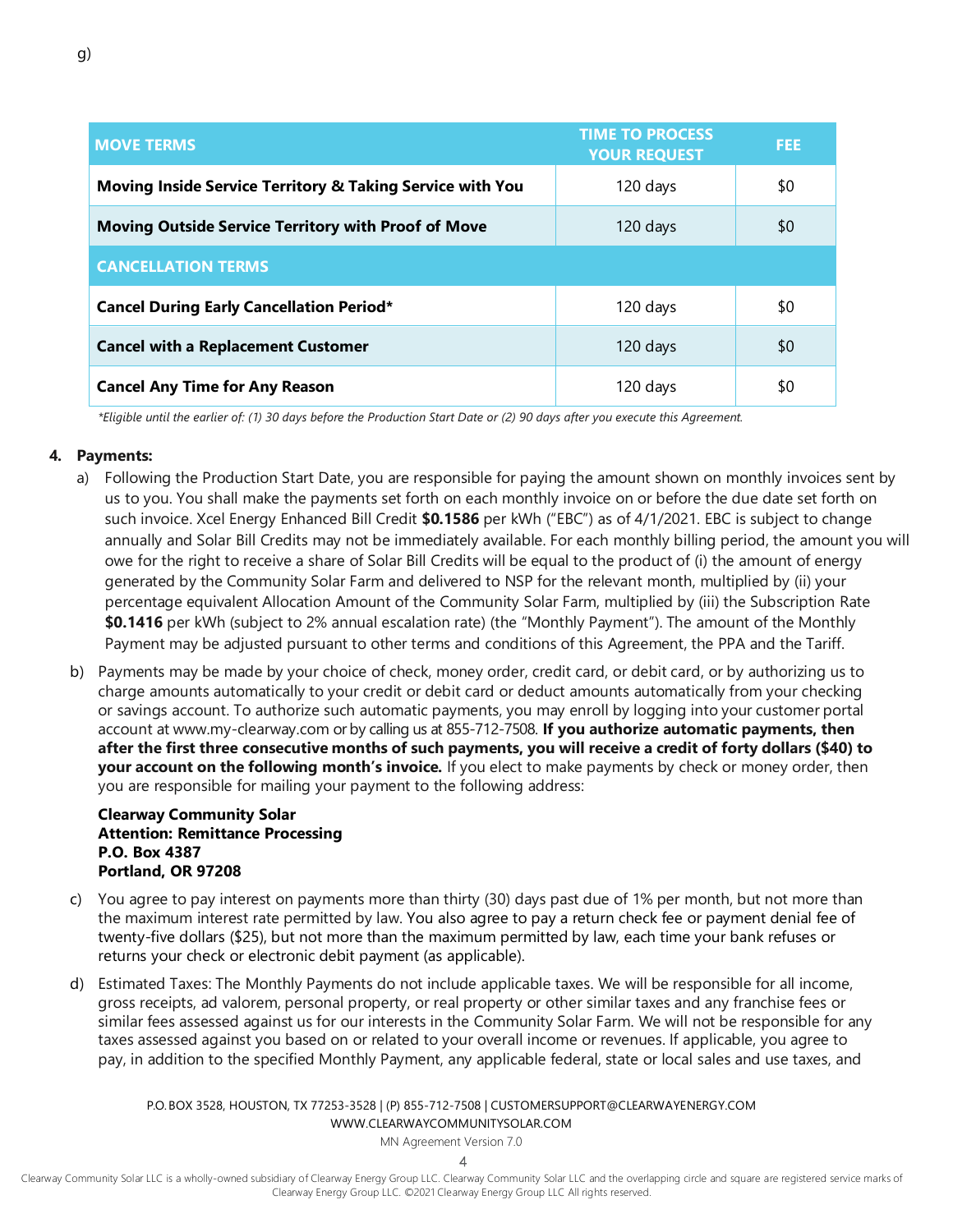g)

| MOVE TERMS | TIME TO PROCESS YOUR REQUEST | FEE |
|---|---|---|
| **Moving Inside Service Territory & Taking Service with You** | 120 days | $0 |
| **Moving Outside Service Territory with Proof of Move** | 120 days | $0 |
| **CANCELLATION TERMS** | | |
| **Cancel During Early Cancellation Period*** | 120 days | $0 |
| **Cancel with a Replacement Customer** | 120 days | $0 |
| **Cancel Any Time for Any Reason** | 120 days | $0 |

*\*Eligible until the earlier of: (1) 30 days before the Production Start Date or (2) 90 days after you execute this Agreement.*

4. **Payments:**

   a) Following the Production Start Date, you are responsible for paying the amount shown on monthly invoices sent by us to you. You shall make the payments set forth on each monthly invoice on or before the due date set forth on such invoice. Xcel Energy Enhanced Bill Credit **$0.1586** per kWh ("EBC") as of 4/1/2021. EBC is subject to change annually and Solar Bill Credits may not be immediately available. For each monthly billing period, the amount you will owe for the right to receive a share of Solar Bill Credits will be equal to the product of (i) the amount of energy generated by the Community Solar Farm and delivered to NSP for the relevant month, multiplied by (ii) your percentage equivalent Allocation Amount of the Community Solar Farm, multiplied by (iii) the Subscription Rate **$0.1416** per kWh (subject to 2% annual escalation rate) (the "Monthly Payment"). The amount of the Monthly Payment may be adjusted pursuant to other terms and conditions of this Agreement, the PPA and the Tariff.

   b) Payments may be made by your choice of check, money order, credit card, or debit card, or by authorizing us to charge amounts automatically to your credit or debit card or deduct amounts automatically from your checking or savings account. To authorize such automatic payments, you may enroll by logging into your customer portal account at www.my-clearway.com or by calling us at 855-712-7508. **If you authorize automatic payments, then after the first three consecutive months of such payments, you will receive a credit of forty dollars ($40) to your account on the following month's invoice.** If you elect to make payments by check or money order, then you are responsible for mailing your payment to the following address:

      **Clearway Community Solar**
      **Attention: Remittance Processing**
      **P.O. Box 4387**
      **Portland, OR 97208**

   c) You agree to pay interest on payments more than thirty (30) days past due of 1% per month, but not more than the maximum interest rate permitted by law. You also agree to pay a return check fee or payment denial fee of twenty-five dollars ($25), but not more than the maximum permitted by law, each time your bank refuses or returns your check or electronic debit payment (as applicable).

   d) Estimated Taxes: The Monthly Payments do not include applicable taxes. We will be responsible for all income, gross receipts, ad valorem, personal property, or real property or other similar taxes and any franchise fees or similar fees assessed against us for our interests in the Community Solar Farm. We will not be responsible for any taxes assessed against you based on or related to your overall income or revenues. If applicable, you agree to pay, in addition to the specified Monthly Payment, any applicable federal, state or local sales and use taxes, and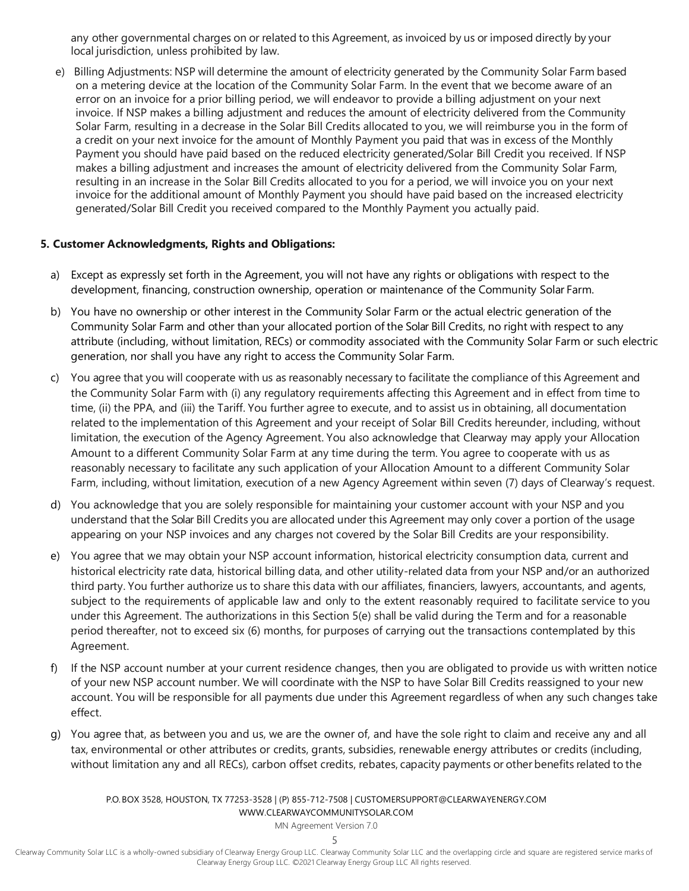any other governmental charges on or related to this Agreement, as invoiced by us or imposed directly by your local jurisdiction, unless prohibited by law.

e) Billing Adjustments: NSP will determine the amount of electricity generated by the Community Solar Farm based on a metering device at the location of the Community Solar Farm. In the event that we become aware of an error on an invoice for a prior billing period, we will endeavor to provide a billing adjustment on your next invoice. If NSP makes a billing adjustment and reduces the amount of electricity delivered from the Community Solar Farm, resulting in a decrease in the Solar Bill Credits allocated to you, we will reimburse you in the form of a credit on your next invoice for the amount of Monthly Payment you paid that was in excess of the Monthly Payment you should have paid based on the reduced electricity generated/Solar Bill Credit you received. If NSP makes a billing adjustment and increases the amount of electricity delivered from the Community Solar Farm, resulting in an increase in the Solar Bill Credits allocated to you for a period, we will invoice you on your next invoice for the additional amount of Monthly Payment you should have paid based on the increased electricity generated/Solar Bill Credit you received compared to the Monthly Payment you actually paid.

**5. Customer Acknowledgments, Rights and Obligations:**

a) Except as expressly set forth in the Agreement, you will not have any rights or obligations with respect to the development, financing, construction ownership, operation or maintenance of the Community Solar Farm.

b) You have no ownership or other interest in the Community Solar Farm or the actual electric generation of the Community Solar Farm and other than your allocated portion of the Solar Bill Credits, no right with respect to any attribute (including, without limitation, RECs) or commodity associated with the Community Solar Farm or such electric generation, nor shall you have any right to access the Community Solar Farm.

c) You agree that you will cooperate with us as reasonably necessary to facilitate the compliance of this Agreement and the Community Solar Farm with (i) any regulatory requirements affecting this Agreement and in effect from time to time, (ii) the PPA, and (iii) the Tariff. You further agree to execute, and to assist us in obtaining, all documentation related to the implementation of this Agreement and your receipt of Solar Bill Credits hereunder, including, without limitation, the execution of the Agency Agreement. You also acknowledge that Clearway may apply your Allocation Amount to a different Community Solar Farm at any time during the term. You agree to cooperate with us as reasonably necessary to facilitate any such application of your Allocation Amount to a different Community Solar Farm, including, without limitation, execution of a new Agency Agreement within seven (7) days of Clearway's request.

d) You acknowledge that you are solely responsible for maintaining your customer account with your NSP and you understand that the Solar Bill Credits you are allocated under this Agreement may only cover a portion of the usage appearing on your NSP invoices and any charges not covered by the Solar Bill Credits are your responsibility.

e) You agree that we may obtain your NSP account information, historical electricity consumption data, current and historical electricity rate data, historical billing data, and other utility-related data from your NSP and/or an authorized third party. You further authorize us to share this data with our affiliates, financiers, lawyers, accountants, and agents, subject to the requirements of applicable law and only to the extent reasonably required to facilitate service to you under this Agreement. The authorizations in this Section 5(e) shall be valid during the Term and for a reasonable period thereafter, not to exceed six (6) months, for purposes of carrying out the transactions contemplated by this Agreement.

f) If the NSP account number at your current residence changes, then you are obligated to provide us with written notice of your new NSP account number. We will coordinate with the NSP to have Solar Bill Credits reassigned to your new account. You will be responsible for all payments due under this Agreement regardless of when any such changes take effect.

g) You agree that, as between you and us, we are the owner of, and have the sole right to claim and receive any and all tax, environmental or other attributes or credits, grants, subsidies, renewable energy attributes or credits (including, without limitation any and all RECs), carbon offset credits, rebates, capacity payments or other benefits related to the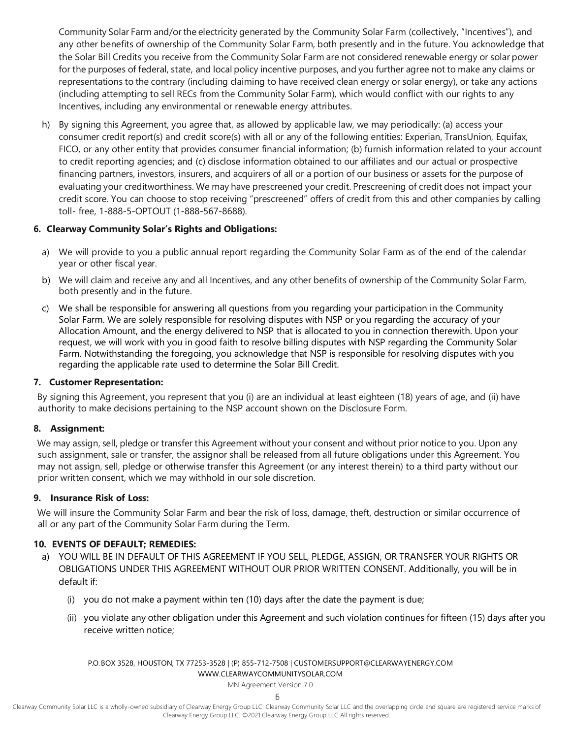Community Solar Farm and/or the electricity generated by the Community Solar Farm (collectively, "Incentives"), and any other benefits of ownership of the Community Solar Farm, both presently and in the future. You acknowledge that the Solar Bill Credits you receive from the Community Solar Farm are not considered renewable energy or solar power for the purposes of federal, state, and local policy incentive purposes, and you further agree not to make any claims or representations to the contrary (including claiming to have received clean energy or solar energy), or take any actions (including attempting to sell RECs from the Community Solar Farm), which would conflict with our rights to any Incentives, including any environmental or renewable energy attributes.

h) By signing this Agreement, you agree that, as allowed by applicable law, we may periodically: (a) access your consumer credit report(s) and credit score(s) with all or any of the following entities: Experian, TransUnion, Equifax, FICO, or any other entity that provides consumer financial information; (b) furnish information related to your account to credit reporting agencies; and (c) disclose information obtained to our affiliates and our actual or prospective financing partners, investors, insurers, and acquirers of all or a portion of our business or assets for the purpose of evaluating your creditworthiness. We may have prescreened your credit. Prescreening of credit does not impact your credit score. You can choose to stop receiving "prescreened" offers of credit from this and other companies by calling toll- free, 1-888-5-OPTOUT (1-888-567-8688).

**6. Clearway Community Solar's Rights and Obligations:**

a) We will provide to you a public annual report regarding the Community Solar Farm as of the end of the calendar year or other fiscal year.

b) We will claim and receive any and all Incentives, and any other benefits of ownership of the Community Solar Farm, both presently and in the future.

c) We shall be responsible for answering all questions from you regarding your participation in the Community Solar Farm. We are solely responsible for resolving disputes with NSP or you regarding the accuracy of your Allocation Amount, and the energy delivered to NSP that is allocated to you in connection therewith. Upon your request, we will work with you in good faith to resolve billing disputes with NSP regarding the Community Solar Farm. Notwithstanding the foregoing, you acknowledge that NSP is responsible for resolving disputes with you regarding the applicable rate used to determine the Solar Bill Credit.

**7. Customer Representation:**

By signing this Agreement, you represent that you (i) are an individual at least eighteen (18) years of age, and (ii) have authority to make decisions pertaining to the NSP account shown on the Disclosure Form.

**8. Assignment:**

We may assign, sell, pledge or transfer this Agreement without your consent and without prior notice to you. Upon any such assignment, sale or transfer, the assignor shall be released from all future obligations under this Agreement. You may not assign, sell, pledge or otherwise transfer this Agreement (or any interest therein) to a third party without our prior written consent, which we may withhold in our sole discretion.

**9. Insurance Risk of Loss:**

We will insure the Community Solar Farm and bear the risk of loss, damage, theft, destruction or similar occurrence of all or any part of the Community Solar Farm during the Term.

**10. EVENTS OF DEFAULT; REMEDIES:**

a) YOU WILL BE IN DEFAULT OF THIS AGREEMENT IF YOU SELL, PLEDGE, ASSIGN, OR TRANSFER YOUR RIGHTS OR OBLIGATIONS UNDER THIS AGREEMENT WITHOUT OUR PRIOR WRITTEN CONSENT. Additionally, you will be in default if:

(i) you do not make a payment within ten (10) days after the date the payment is due;

(ii) you violate any other obligation under this Agreement and such violation continues for fifteen (15) days after you receive written notice;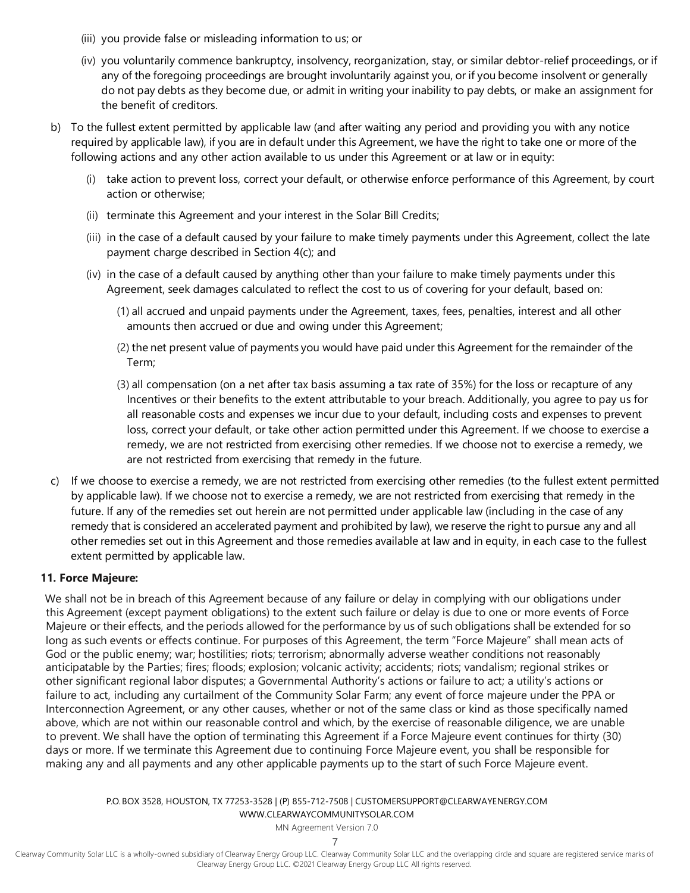(iii) you provide false or misleading information to us; or

(iv) you voluntarily commence bankruptcy, insolvency, reorganization, stay, or similar debtor-relief proceedings, or if any of the foregoing proceedings are brought involuntarily against you, or if you become insolvent or generally do not pay debts as they become due, or admit in writing your inability to pay debts, or make an assignment for the benefit of creditors.

b) To the fullest extent permitted by applicable law (and after waiting any period and providing you with any notice required by applicable law), if you are in default under this Agreement, we have the right to take one or more of the following actions and any other action available to us under this Agreement or at law or in equity:

(i) take action to prevent loss, correct your default, or otherwise enforce performance of this Agreement, by court action or otherwise;

(ii) terminate this Agreement and your interest in the Solar Bill Credits;

(iii) in the case of a default caused by your failure to make timely payments under this Agreement, collect the late payment charge described in Section 4(c); and

(iv) in the case of a default caused by anything other than your failure to make timely payments under this Agreement, seek damages calculated to reflect the cost to us of covering for your default, based on:

(1) all accrued and unpaid payments under the Agreement, taxes, fees, penalties, interest and all other amounts then accrued or due and owing under this Agreement;

(2) the net present value of payments you would have paid under this Agreement for the remainder of the Term;

(3) all compensation (on a net after tax basis assuming a tax rate of 35%) for the loss or recapture of any Incentives or their benefits to the extent attributable to your breach. Additionally, you agree to pay us for all reasonable costs and expenses we incur due to your default, including costs and expenses to prevent loss, correct your default, or take other action permitted under this Agreement. If we choose to exercise a remedy, we are not restricted from exercising other remedies. If we choose not to exercise a remedy, we are not restricted from exercising that remedy in the future.

c) If we choose to exercise a remedy, we are not restricted from exercising other remedies (to the fullest extent permitted by applicable law). If we choose not to exercise a remedy, we are not restricted from exercising that remedy in the future. If any of the remedies set out herein are not permitted under applicable law (including in the case of any remedy that is considered an accelerated payment and prohibited by law), we reserve the right to pursue any and all other remedies set out in this Agreement and those remedies available at law and in equity, in each case to the fullest extent permitted by applicable law.

**11. Force Majeure:**

We shall not be in breach of this Agreement because of any failure or delay in complying with our obligations under this Agreement (except payment obligations) to the extent such failure or delay is due to one or more events of Force Majeure or their effects, and the periods allowed for the performance by us of such obligations shall be extended for so long as such events or effects continue. For purposes of this Agreement, the term "Force Majeure" shall mean acts of God or the public enemy; war; hostilities; riots; terrorism; abnormally adverse weather conditions not reasonably anticipatable by the Parties; fires; floods; explosion; volcanic activity; accidents; riots; vandalism; regional strikes or other significant regional labor disputes; a Governmental Authority's actions or failure to act; a utility's actions or failure to act, including any curtailment of the Community Solar Farm; any event of force majeure under the PPA or Interconnection Agreement, or any other causes, whether or not of the same class or kind as those specifically named above, which are not within our reasonable control and which, by the exercise of reasonable diligence, we are unable to prevent. We shall have the option of terminating this Agreement if a Force Majeure event continues for thirty (30) days or more. If we terminate this Agreement due to continuing Force Majeure event, you shall be responsible for making any and all payments and any other applicable payments up to the start of such Force Majeure event.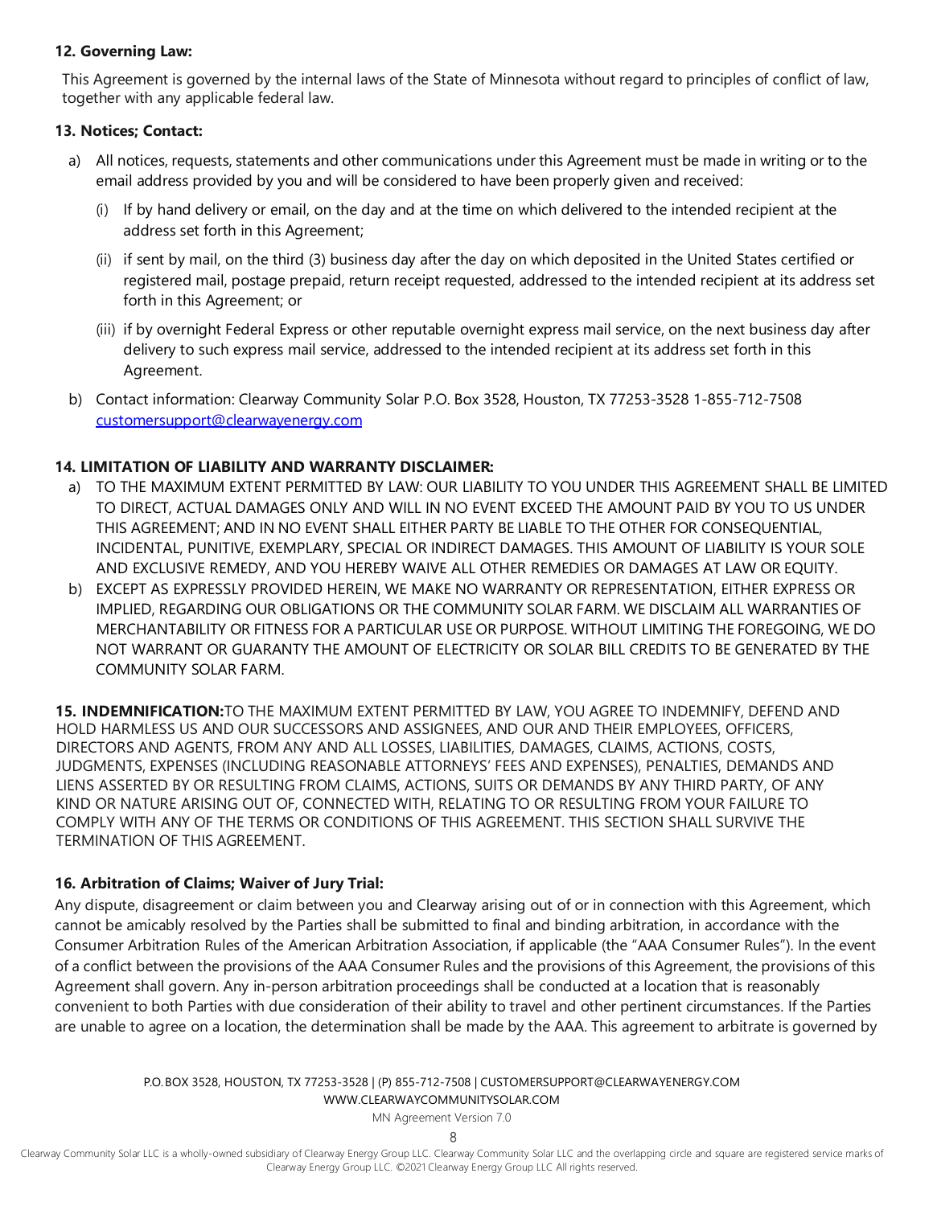**12. Governing Law:**

This Agreement is governed by the internal laws of the State of Minnesota without regard to principles of conflict of law, together with any applicable federal law.

**13. Notices; Contact:**

a) All notices, requests, statements and other communications under this Agreement must be made in writing or to the email address provided by you and will be considered to have been properly given and received:

   (i) If by hand delivery or email, on the day and at the time on which delivered to the intended recipient at the address set forth in this Agreement;

   (ii) if sent by mail, on the third (3) business day after the day on which deposited in the United States certified or registered mail, postage prepaid, return receipt requested, addressed to the intended recipient at its address set forth in this Agreement; or

   (iii) if by overnight Federal Express or other reputable overnight express mail service, on the next business day after delivery to such express mail service, addressed to the intended recipient at its address set forth in this Agreement.

b) Contact information: Clearway Community Solar P.O. Box 3528, Houston, TX 77253-3528 1-855-712-7508 customersupport@clearwayenergy.com

**14. LIMITATION OF LIABILITY AND WARRANTY DISCLAIMER:**

a) TO THE MAXIMUM EXTENT PERMITTED BY LAW: OUR LIABILITY TO YOU UNDER THIS AGREEMENT SHALL BE LIMITED TO DIRECT, ACTUAL DAMAGES ONLY AND WILL IN NO EVENT EXCEED THE AMOUNT PAID BY YOU TO US UNDER THIS AGREEMENT; AND IN NO EVENT SHALL EITHER PARTY BE LIABLE TO THE OTHER FOR CONSEQUENTIAL, INCIDENTAL, PUNITIVE, EXEMPLARY, SPECIAL OR INDIRECT DAMAGES. THIS AMOUNT OF LIABILITY IS YOUR SOLE AND EXCLUSIVE REMEDY, AND YOU HEREBY WAIVE ALL OTHER REMEDIES OR DAMAGES AT LAW OR EQUITY.

b) EXCEPT AS EXPRESSLY PROVIDED HEREIN, WE MAKE NO WARRANTY OR REPRESENTATION, EITHER EXPRESS OR IMPLIED, REGARDING OUR OBLIGATIONS OR THE COMMUNITY SOLAR FARM. WE DISCLAIM ALL WARRANTIES OF MERCHANTABILITY OR FITNESS FOR A PARTICULAR USE OR PURPOSE. WITHOUT LIMITING THE FOREGOING, WE DO NOT WARRANT OR GUARANTY THE AMOUNT OF ELECTRICITY OR SOLAR BILL CREDITS TO BE GENERATED BY THE COMMUNITY SOLAR FARM.

**15. INDEMNIFICATION:** TO THE MAXIMUM EXTENT PERMITTED BY LAW, YOU AGREE TO INDEMNIFY, DEFEND AND HOLD HARMLESS US AND OUR SUCCESSORS AND ASSIGNEES, AND OUR AND THEIR EMPLOYEES, OFFICERS, DIRECTORS AND AGENTS, FROM ANY AND ALL LOSSES, LIABILITIES, DAMAGES, CLAIMS, ACTIONS, COSTS, JUDGMENTS, EXPENSES (INCLUDING REASONABLE ATTORNEYS' FEES AND EXPENSES), PENALTIES, DEMANDS AND LIENS ASSERTED BY OR RESULTING FROM CLAIMS, ACTIONS, SUITS OR DEMANDS BY ANY THIRD PARTY, OF ANY KIND OR NATURE ARISING OUT OF, CONNECTED WITH, RELATING TO OR RESULTING FROM YOUR FAILURE TO COMPLY WITH ANY OF THE TERMS OR CONDITIONS OF THIS AGREEMENT. THIS SECTION SHALL SURVIVE THE TERMINATION OF THIS AGREEMENT.

**16. Arbitration of Claims; Waiver of Jury Trial:**

Any dispute, disagreement or claim between you and Clearway arising out of or in connection with this Agreement, which cannot be amicably resolved by the Parties shall be submitted to final and binding arbitration, in accordance with the Consumer Arbitration Rules of the American Arbitration Association, if applicable (the "AAA Consumer Rules"). In the event of a conflict between the provisions of the AAA Consumer Rules and the provisions of this Agreement, the provisions of this Agreement shall govern. Any in-person arbitration proceedings shall be conducted at a location that is reasonably convenient to both Parties with due consideration of their ability to travel and other pertinent circumstances. If the Parties are unable to agree on a location, the determination shall be made by the AAA. This agreement to arbitrate is governed by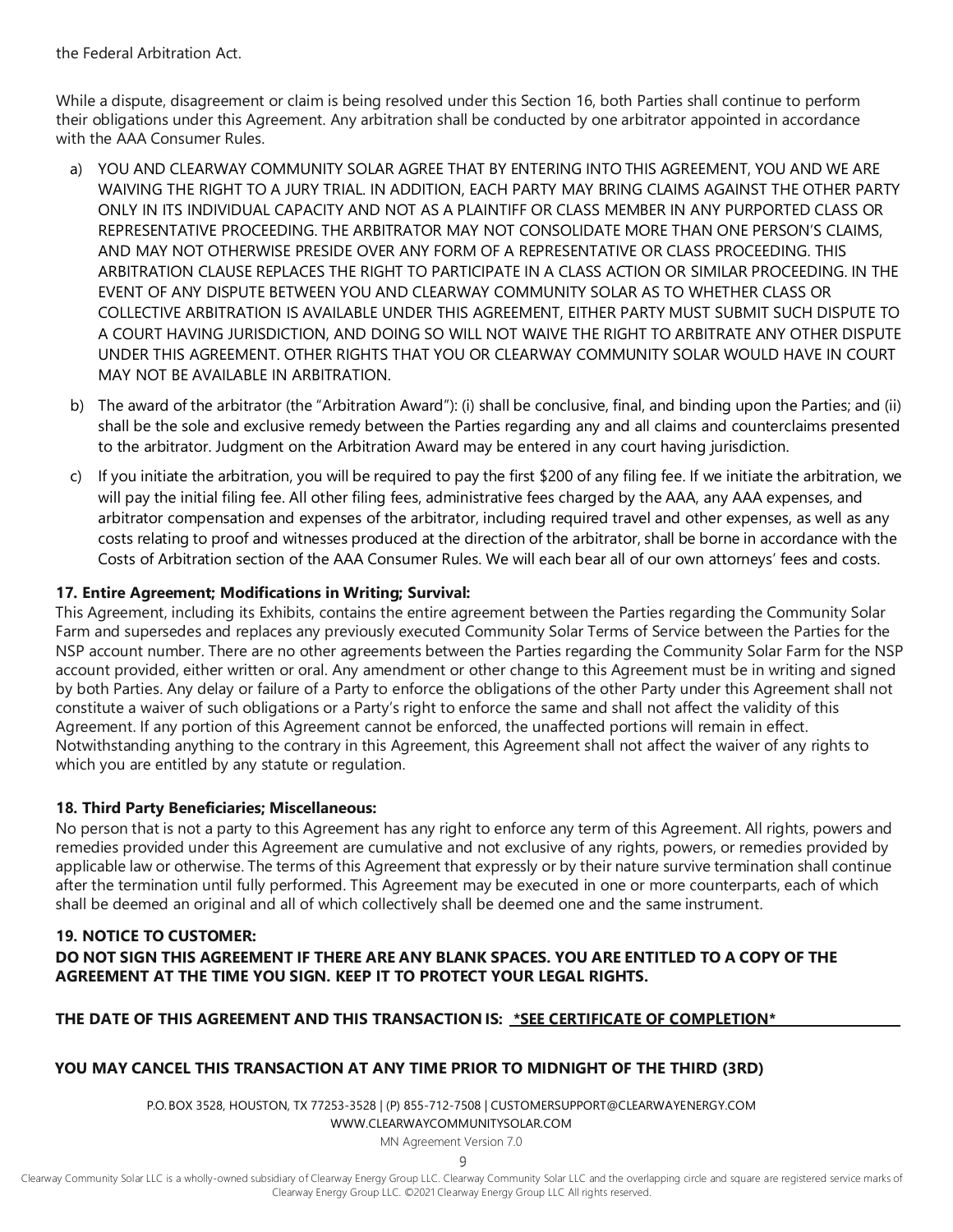the Federal Arbitration Act.

While a dispute, disagreement or claim is being resolved under this Section 16, both Parties shall continue to perform their obligations under this Agreement. Any arbitration shall be conducted by one arbitrator appointed in accordance with the AAA Consumer Rules.

a) YOU AND CLEARWAY COMMUNITY SOLAR AGREE THAT BY ENTERING INTO THIS AGREEMENT, YOU AND WE ARE WAIVING THE RIGHT TO A JURY TRIAL. IN ADDITION, EACH PARTY MAY BRING CLAIMS AGAINST THE OTHER PARTY ONLY IN ITS INDIVIDUAL CAPACITY AND NOT AS A PLAINTIFF OR CLASS MEMBER IN ANY PURPORTED CLASS OR REPRESENTATIVE PROCEEDING. THE ARBITRATOR MAY NOT CONSOLIDATE MORE THAN ONE PERSON'S CLAIMS, AND MAY NOT OTHERWISE PRESIDE OVER ANY FORM OF A REPRESENTATIVE OR CLASS PROCEEDING. THIS ARBITRATION CLAUSE REPLACES THE RIGHT TO PARTICIPATE IN A CLASS ACTION OR SIMILAR PROCEEDING. IN THE EVENT OF ANY DISPUTE BETWEEN YOU AND CLEARWAY COMMUNITY SOLAR AS TO WHETHER CLASS OR COLLECTIVE ARBITRATION IS AVAILABLE UNDER THIS AGREEMENT, EITHER PARTY MUST SUBMIT SUCH DISPUTE TO A COURT HAVING JURISDICTION, AND DOING SO WILL NOT WAIVE THE RIGHT TO ARBITRATE ANY OTHER DISPUTE UNDER THIS AGREEMENT. OTHER RIGHTS THAT YOU OR CLEARWAY COMMUNITY SOLAR WOULD HAVE IN COURT MAY NOT BE AVAILABLE IN ARBITRATION.

b) The award of the arbitrator (the "Arbitration Award"): (i) shall be conclusive, final, and binding upon the Parties; and (ii) shall be the sole and exclusive remedy between the Parties regarding any and all claims and counterclaims presented to the arbitrator. Judgment on the Arbitration Award may be entered in any court having jurisdiction.

c) If you initiate the arbitration, you will be required to pay the first $200 of any filing fee. If we initiate the arbitration, we will pay the initial filing fee. All other filing fees, administrative fees charged by the AAA, any AAA expenses, and arbitrator compensation and expenses of the arbitrator, including required travel and other expenses, as well as any costs relating to proof and witnesses produced at the direction of the arbitrator, shall be borne in accordance with the Costs of Arbitration section of the AAA Consumer Rules. We will each bear all of our own attorneys' fees and costs.

**17. Entire Agreement; Modifications in Writing; Survival:**

This Agreement, including its Exhibits, contains the entire agreement between the Parties regarding the Community Solar Farm and supersedes and replaces any previously executed Community Solar Terms of Service between the Parties for the NSP account number. There are no other agreements between the Parties regarding the Community Solar Farm for the NSP account provided, either written or oral. Any amendment or other change to this Agreement must be in writing and signed by both Parties. Any delay or failure of a Party to enforce the obligations of the other Party under this Agreement shall not constitute a waiver of such obligations or a Party's right to enforce the same and shall not affect the validity of this Agreement. If any portion of this Agreement cannot be enforced, the unaffected portions will remain in effect. Notwithstanding anything to the contrary in this Agreement, this Agreement shall not affect the waiver of any rights to which you are entitled by any statute or regulation.

**18. Third Party Beneficiaries; Miscellaneous:**

No person that is not a party to this Agreement has any right to enforce any term of this Agreement. All rights, powers and remedies provided under this Agreement are cumulative and not exclusive of any rights, powers, or remedies provided by applicable law or otherwise. The terms of this Agreement that expressly or by their nature survive termination shall continue after the termination until fully performed. This Agreement may be executed in one or more counterparts, each of which shall be deemed an original and all of which collectively shall be deemed one and the same instrument.

**19. NOTICE TO CUSTOMER:**

**DO NOT SIGN THIS AGREEMENT IF THERE ARE ANY BLANK SPACES. YOU ARE ENTITLED TO A COPY OF THE AGREEMENT AT THE TIME YOU SIGN. KEEP IT TO PROTECT YOUR LEGAL RIGHTS.**

**THE DATE OF THIS AGREEMENT AND THIS TRANSACTION IS: *SEE CERTIFICATE OF COMPLETION***

**YOU MAY CANCEL THIS TRANSACTION AT ANY TIME PRIOR TO MIDNIGHT OF THE THIRD (3RD)**

P.O. BOX 3528, HOUSTON, TX 77253-3528 | (P) 855-712-7508 | CUSTOMERSUPPORT@CLEARWAYENERGY.COM
WWW.CLEARWAYCOMMUNITYSOLAR.COM
MN Agreement Version 7.0

Clearway Community Solar LLC is a wholly-owned subsidiary of Clearway Energy Group LLC. Clearway Community Solar LLC and the overlapping circle and square are registered service marks of Clearway Energy Group LLC. ©2021 Clearway Energy Group LLC All rights reserved.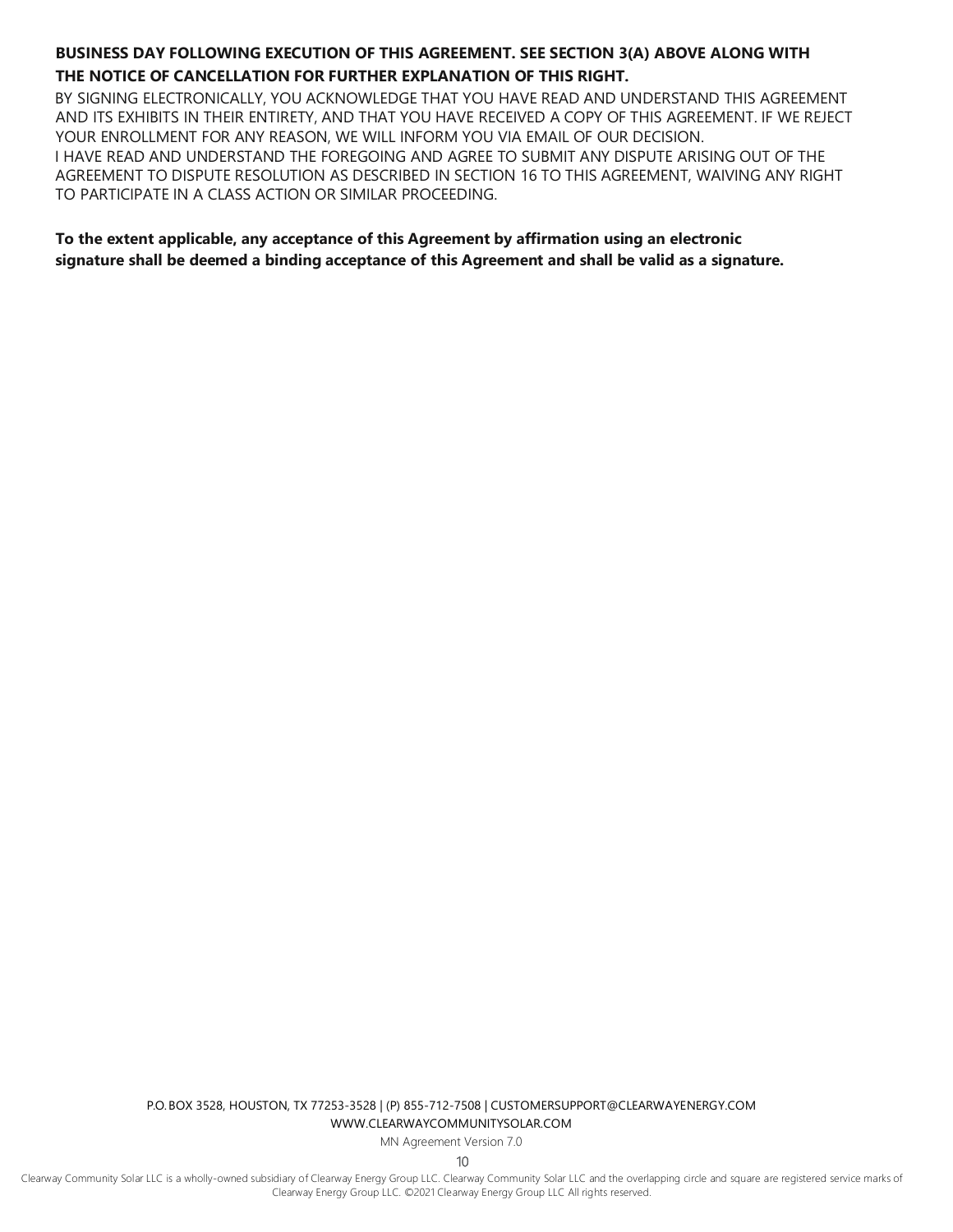**BUSINESS DAY FOLLOWING EXECUTION OF THIS AGREEMENT. SEE SECTION 3(A) ABOVE ALONG WITH THE NOTICE OF CANCELLATION FOR FURTHER EXPLANATION OF THIS RIGHT.**

BY SIGNING ELECTRONICALLY, YOU ACKNOWLEDGE THAT YOU HAVE READ AND UNDERSTAND THIS AGREEMENT AND ITS EXHIBITS IN THEIR ENTIRETY, AND THAT YOU HAVE RECEIVED A COPY OF THIS AGREEMENT. IF WE REJECT YOUR ENROLLMENT FOR ANY REASON, WE WILL INFORM YOU VIA EMAIL OF OUR DECISION.

I HAVE READ AND UNDERSTAND THE FOREGOING AND AGREE TO SUBMIT ANY DISPUTE ARISING OUT OF THE AGREEMENT TO DISPUTE RESOLUTION AS DESCRIBED IN SECTION 16 TO THIS AGREEMENT, WAIVING ANY RIGHT TO PARTICIPATE IN A CLASS ACTION OR SIMILAR PROCEEDING.

**To the extent applicable, any acceptance of this Agreement by affirmation using an electronic signature shall be deemed a binding acceptance of this Agreement and shall be valid as a signature.**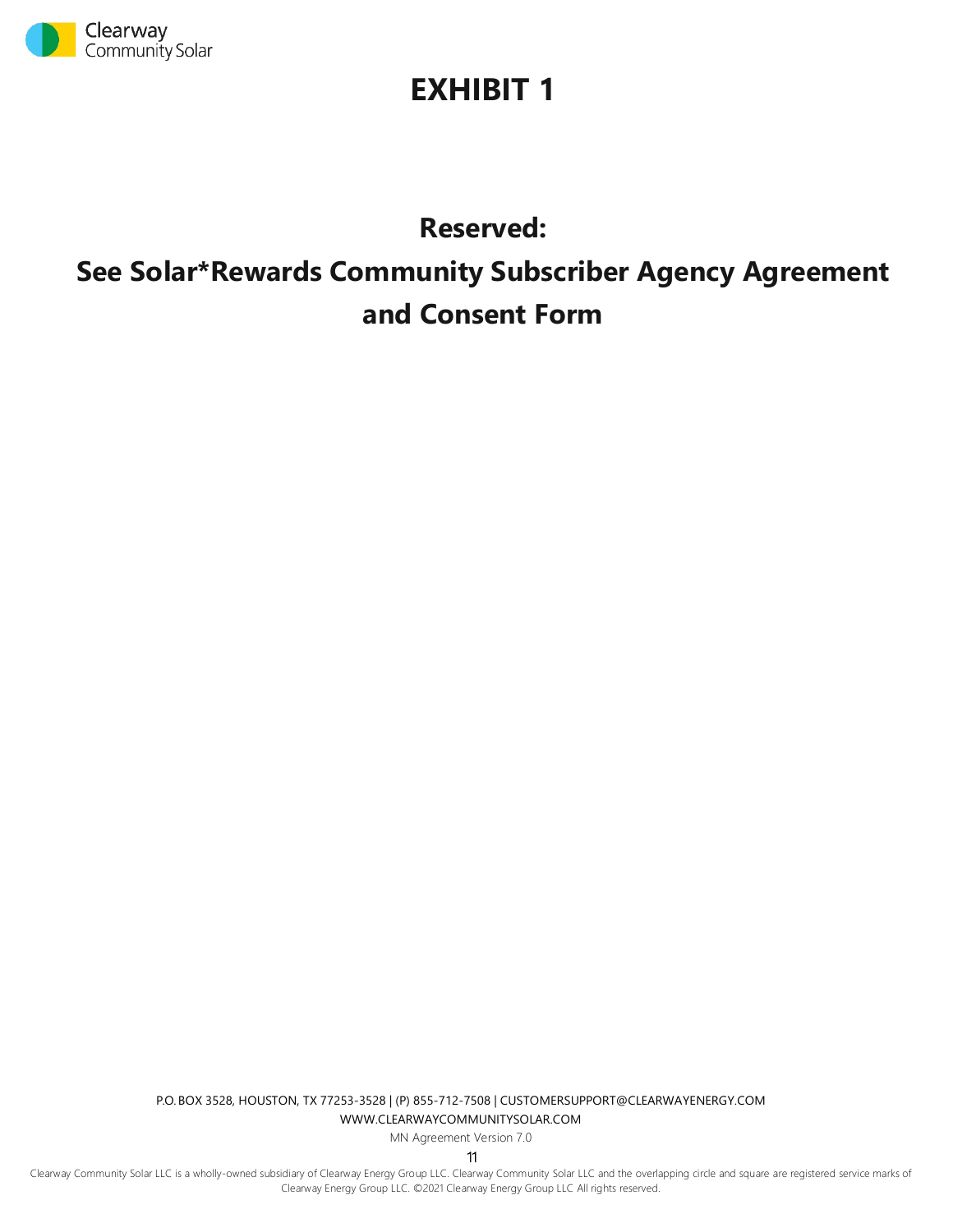# EXHIBIT 1

## Reserved:

## See Solar*Rewards Community Subscriber Agency Agreement and Consent Form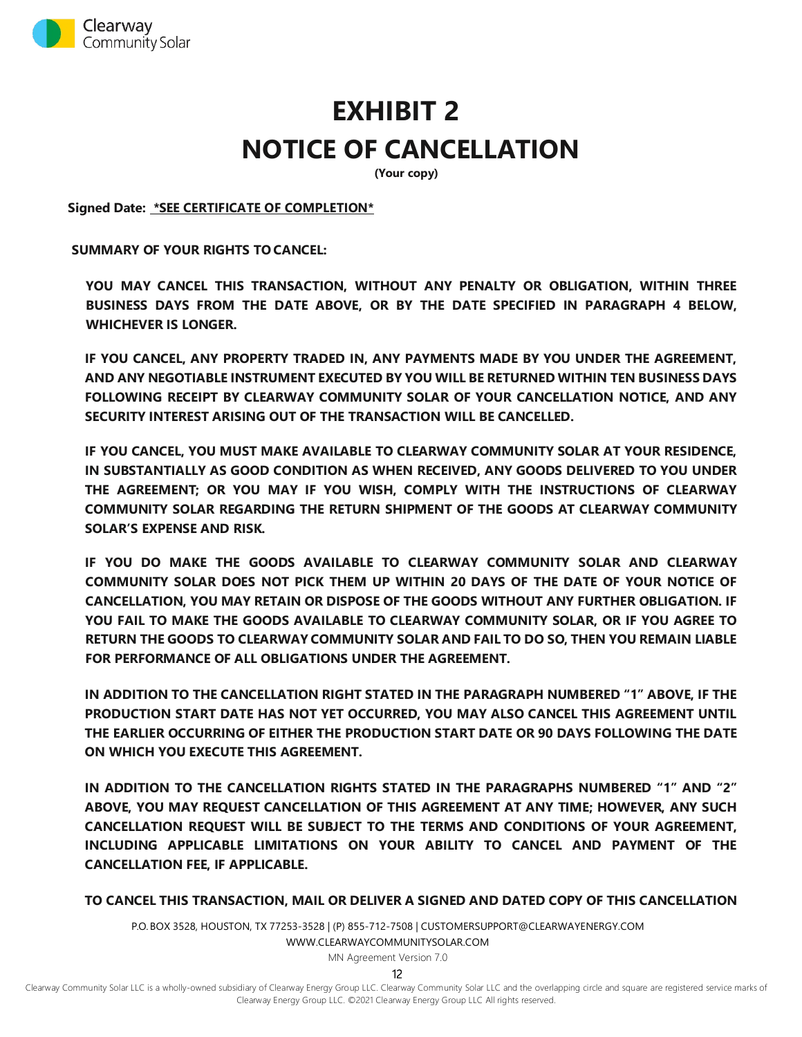# EXHIBIT 2

# NOTICE OF CANCELLATION

**(Your copy)**

**Signed Date:** **\*SEE CERTIFICATE OF COMPLETION\***

**SUMMARY OF YOUR RIGHTS TO CANCEL:**

**YOU MAY CANCEL THIS TRANSACTION, WITHOUT ANY PENALTY OR OBLIGATION, WITHIN THREE BUSINESS DAYS FROM THE DATE ABOVE, OR BY THE DATE SPECIFIED IN PARAGRAPH 4 BELOW, WHICHEVER IS LONGER.**

**IF YOU CANCEL, ANY PROPERTY TRADED IN, ANY PAYMENTS MADE BY YOU UNDER THE AGREEMENT, AND ANY NEGOTIABLE INSTRUMENT EXECUTED BY YOU WILL BE RETURNED WITHIN TEN BUSINESS DAYS FOLLOWING RECEIPT BY CLEARWAY COMMUNITY SOLAR OF YOUR CANCELLATION NOTICE, AND ANY SECURITY INTEREST ARISING OUT OF THE TRANSACTION WILL BE CANCELLED.**

**IF YOU CANCEL, YOU MUST MAKE AVAILABLE TO CLEARWAY COMMUNITY SOLAR AT YOUR RESIDENCE, IN SUBSTANTIALLY AS GOOD CONDITION AS WHEN RECEIVED, ANY GOODS DELIVERED TO YOU UNDER THE AGREEMENT; OR YOU MAY IF YOU WISH, COMPLY WITH THE INSTRUCTIONS OF CLEARWAY COMMUNITY SOLAR REGARDING THE RETURN SHIPMENT OF THE GOODS AT CLEARWAY COMMUNITY SOLAR'S EXPENSE AND RISK.**

**IF YOU DO MAKE THE GOODS AVAILABLE TO CLEARWAY COMMUNITY SOLAR AND CLEARWAY COMMUNITY SOLAR DOES NOT PICK THEM UP WITHIN 20 DAYS OF THE DATE OF YOUR NOTICE OF CANCELLATION, YOU MAY RETAIN OR DISPOSE OF THE GOODS WITHOUT ANY FURTHER OBLIGATION. IF YOU FAIL TO MAKE THE GOODS AVAILABLE TO CLEARWAY COMMUNITY SOLAR, OR IF YOU AGREE TO RETURN THE GOODS TO CLEARWAY COMMUNITY SOLAR AND FAIL TO DO SO, THEN YOU REMAIN LIABLE FOR PERFORMANCE OF ALL OBLIGATIONS UNDER THE AGREEMENT.**

**IN ADDITION TO THE CANCELLATION RIGHT STATED IN THE PARAGRAPH NUMBERED "1" ABOVE, IF THE PRODUCTION START DATE HAS NOT YET OCCURRED, YOU MAY ALSO CANCEL THIS AGREEMENT UNTIL THE EARLIER OCCURRING OF EITHER THE PRODUCTION START DATE OR 90 DAYS FOLLOWING THE DATE ON WHICH YOU EXECUTE THIS AGREEMENT.**

**IN ADDITION TO THE CANCELLATION RIGHTS STATED IN THE PARAGRAPHS NUMBERED "1" AND "2" ABOVE, YOU MAY REQUEST CANCELLATION OF THIS AGREEMENT AT ANY TIME; HOWEVER, ANY SUCH CANCELLATION REQUEST WILL BE SUBJECT TO THE TERMS AND CONDITIONS OF YOUR AGREEMENT, INCLUDING APPLICABLE LIMITATIONS ON YOUR ABILITY TO CANCEL AND PAYMENT OF THE CANCELLATION FEE, IF APPLICABLE.**

**TO CANCEL THIS TRANSACTION, MAIL OR DELIVER A SIGNED AND DATED COPY OF THIS CANCELLATION**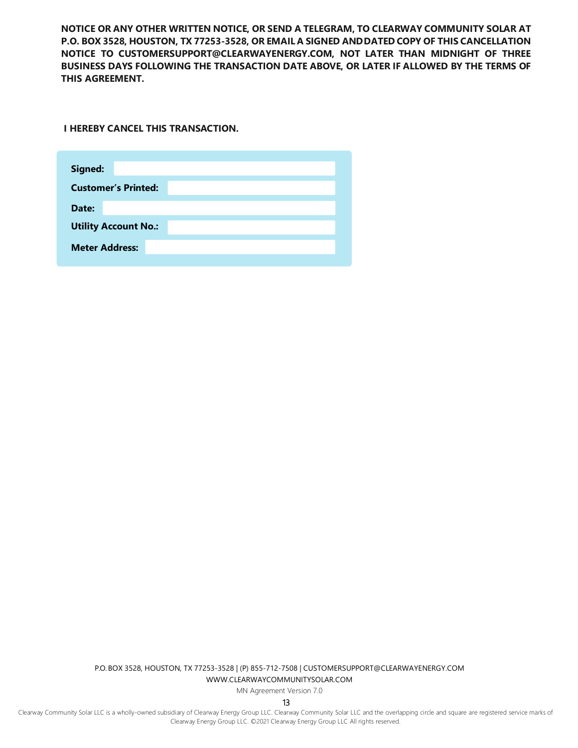**NOTICE OR ANY OTHER WRITTEN NOTICE, OR SEND A TELEGRAM, TO CLEARWAY COMMUNITY SOLAR AT P.O. BOX 3528, HOUSTON, TX 77253-3528, OR EMAIL A SIGNED AND DATED COPY OF THIS CANCELLATION NOTICE TO CUSTOMERSUPPORT@CLEARWAYENERGY.COM, NOT LATER THAN MIDNIGHT OF THREE BUSINESS DAYS FOLLOWING THE TRANSACTION DATE ABOVE, OR LATER IF ALLOWED BY THE TERMS OF THIS AGREEMENT.**

**I HEREBY CANCEL THIS TRANSACTION.**

| | |
|---|---|
| **Signed:** | |
| **Customer's Printed:** | |
| **Date:** | |
| **Utility Account No.:** | |
| **Meter Address:** | |

P.O. BOX 3528, HOUSTON, TX 77253-3528 | (P) 855-712-7508 | CUSTOMERSUPPORT@CLEARWAYENERGY.COM
WWW.CLEARWAYCOMMUNITYSOLAR.COM
MN Agreement Version 7.0

Clearway Community Solar LLC is a wholly-owned subsidiary of Clearway Energy Group LLC. Clearway Community Solar LLC and the overlapping circle and square are registered service marks of Clearway Energy Group LLC. ©2021 Clearway Energy Group LLC All rights reserved.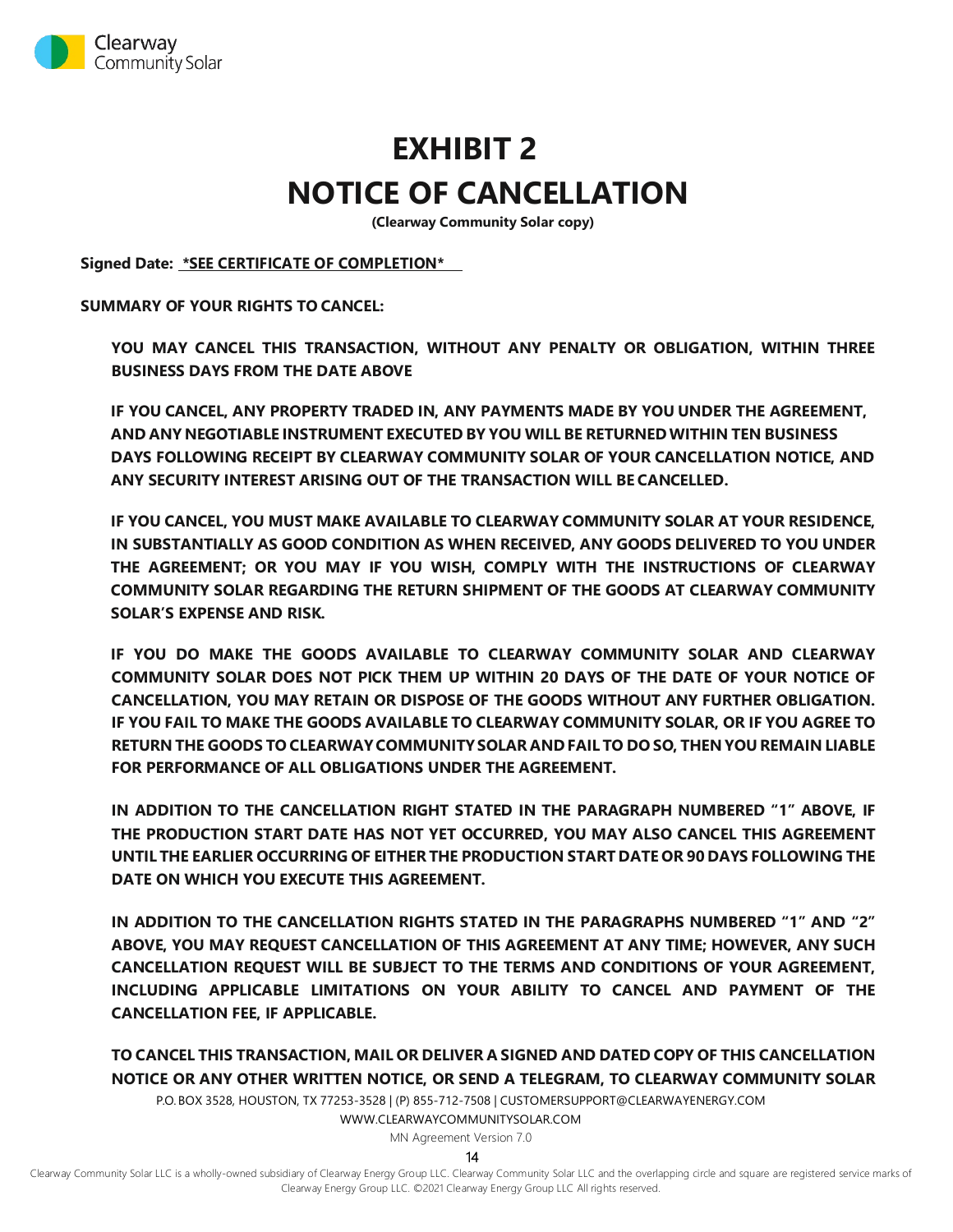# EXHIBIT 2

# NOTICE OF CANCELLATION

**(Clearway Community Solar copy)**

**Signed Date: *SEE CERTIFICATE OF COMPLETION***

**SUMMARY OF YOUR RIGHTS TO CANCEL:**

**YOU MAY CANCEL THIS TRANSACTION, WITHOUT ANY PENALTY OR OBLIGATION, WITHIN THREE BUSINESS DAYS FROM THE DATE ABOVE**

**IF YOU CANCEL, ANY PROPERTY TRADED IN, ANY PAYMENTS MADE BY YOU UNDER THE AGREEMENT, AND ANY NEGOTIABLE INSTRUMENT EXECUTED BY YOU WILL BE RETURNED WITHIN TEN BUSINESS DAYS FOLLOWING RECEIPT BY CLEARWAY COMMUNITY SOLAR OF YOUR CANCELLATION NOTICE, AND ANY SECURITY INTEREST ARISING OUT OF THE TRANSACTION WILL BE CANCELLED.**

**IF YOU CANCEL, YOU MUST MAKE AVAILABLE TO CLEARWAY COMMUNITY SOLAR AT YOUR RESIDENCE, IN SUBSTANTIALLY AS GOOD CONDITION AS WHEN RECEIVED, ANY GOODS DELIVERED TO YOU UNDER THE AGREEMENT; OR YOU MAY IF YOU WISH, COMPLY WITH THE INSTRUCTIONS OF CLEARWAY COMMUNITY SOLAR REGARDING THE RETURN SHIPMENT OF THE GOODS AT CLEARWAY COMMUNITY SOLAR'S EXPENSE AND RISK.**

**IF YOU DO MAKE THE GOODS AVAILABLE TO CLEARWAY COMMUNITY SOLAR AND CLEARWAY COMMUNITY SOLAR DOES NOT PICK THEM UP WITHIN 20 DAYS OF THE DATE OF YOUR NOTICE OF CANCELLATION, YOU MAY RETAIN OR DISPOSE OF THE GOODS WITHOUT ANY FURTHER OBLIGATION. IF YOU FAIL TO MAKE THE GOODS AVAILABLE TO CLEARWAY COMMUNITY SOLAR, OR IF YOU AGREE TO RETURN THE GOODS TO CLEARWAY COMMUNITY SOLAR AND FAIL TO DO SO, THEN YOU REMAIN LIABLE FOR PERFORMANCE OF ALL OBLIGATIONS UNDER THE AGREEMENT.**

**IN ADDITION TO THE CANCELLATION RIGHT STATED IN THE PARAGRAPH NUMBERED "1" ABOVE, IF THE PRODUCTION START DATE HAS NOT YET OCCURRED, YOU MAY ALSO CANCEL THIS AGREEMENT UNTIL THE EARLIER OCCURRING OF EITHER THE PRODUCTION START DATE OR 90 DAYS FOLLOWING THE DATE ON WHICH YOU EXECUTE THIS AGREEMENT.**

**IN ADDITION TO THE CANCELLATION RIGHTS STATED IN THE PARAGRAPHS NUMBERED "1" AND "2" ABOVE, YOU MAY REQUEST CANCELLATION OF THIS AGREEMENT AT ANY TIME; HOWEVER, ANY SUCH CANCELLATION REQUEST WILL BE SUBJECT TO THE TERMS AND CONDITIONS OF YOUR AGREEMENT, INCLUDING APPLICABLE LIMITATIONS ON YOUR ABILITY TO CANCEL AND PAYMENT OF THE CANCELLATION FEE, IF APPLICABLE.**

**TO CANCEL THIS TRANSACTION, MAIL OR DELIVER A SIGNED AND DATED COPY OF THIS CANCELLATION NOTICE OR ANY OTHER WRITTEN NOTICE, OR SEND A TELEGRAM, TO CLEARWAY COMMUNITY SOLAR**

P.O. BOX 3528, HOUSTON, TX 77253-3528 | (P) 855-712-7508 | CUSTOMERSUPPORT@CLEARWAYENERGY.COM

WWW.CLEARWAYCOMMUNITYSOLAR.COM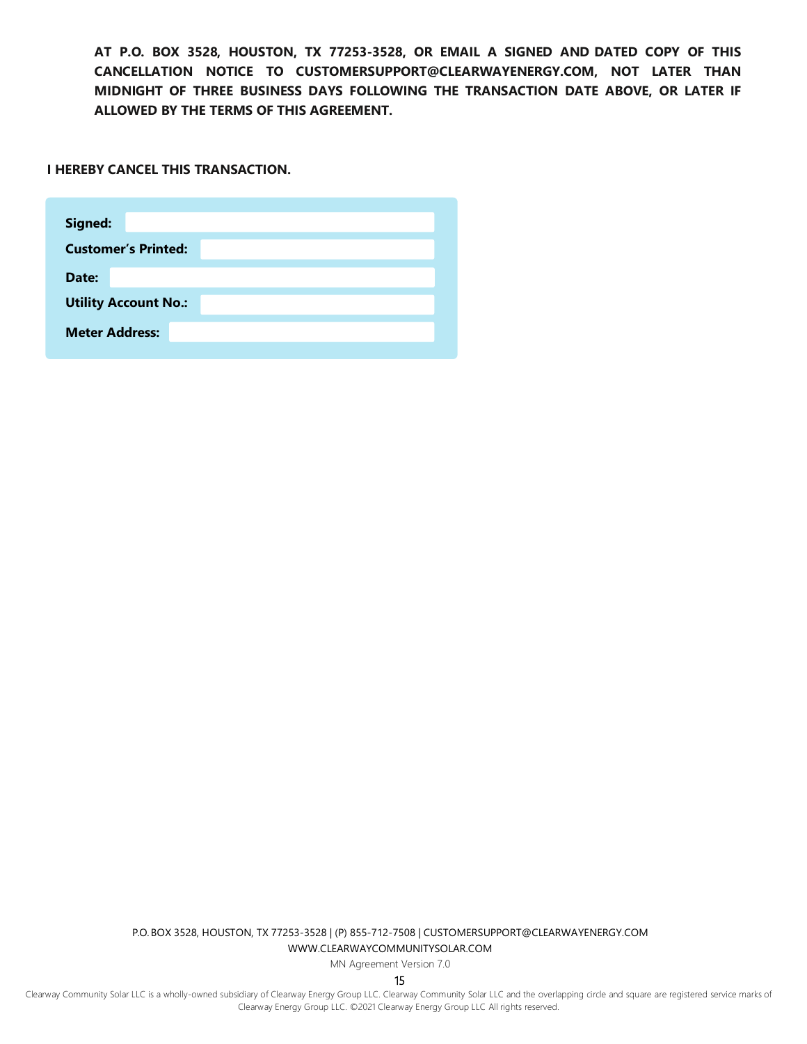**AT P.O. BOX 3528, HOUSTON, TX 77253-3528, OR EMAIL A SIGNED AND DATED COPY OF THIS CANCELLATION NOTICE TO CUSTOMERSUPPORT@CLEARWAYENERGY.COM, NOT LATER THAN MIDNIGHT OF THREE BUSINESS DAYS FOLLOWING THE TRANSACTION DATE ABOVE, OR LATER IF ALLOWED BY THE TERMS OF THIS AGREEMENT.**

**I HEREBY CANCEL THIS TRANSACTION.**

| | |
|---|---|
| **Signed:** | |
| **Customer's Printed:** | |
| **Date:** | |
| **Utility Account No.:** | |
| **Meter Address:** | |

P.O. BOX 3528, HOUSTON, TX 77253-3528 | (P) 855-712-7508 | CUSTOMERSUPPORT@CLEARWAYENERGY.COM
WWW.CLEARWAYCOMMUNITYSOLAR.COM

MN Agreement Version 7.0

Clearway Community Solar LLC is a wholly-owned subsidiary of Clearway Energy Group LLC. Clearway Community Solar LLC and the overlapping circle and square are registered service marks of Clearway Energy Group LLC. ©2021 Clearway Energy Group LLC All rights reserved.